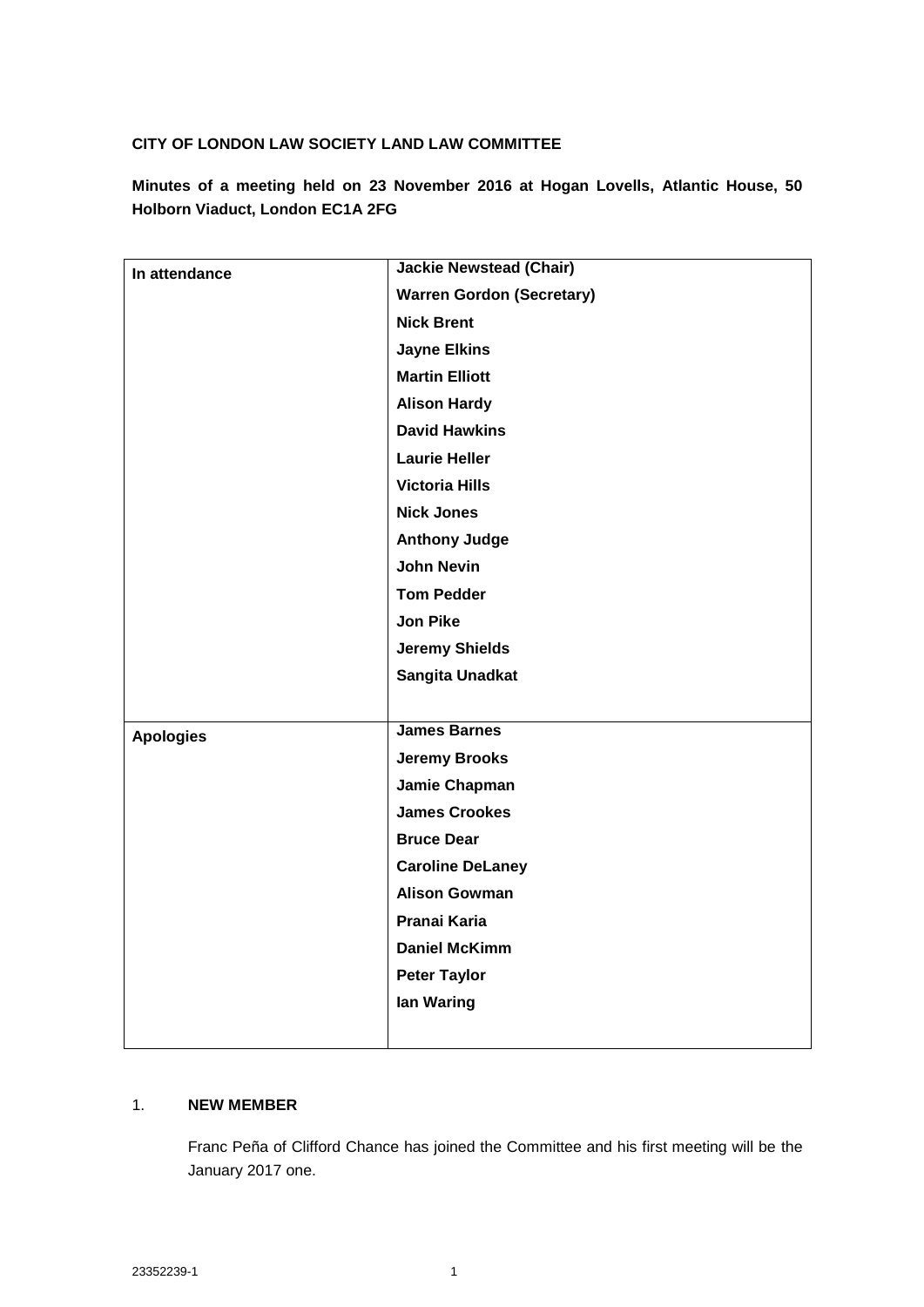**CITY OF LONDON LAW SOCIETY LAND LAW COMMITTEE**

**Minutes of a meeting held on 23 November 2016 at Hogan Lovells, Atlantic House, 50 Holborn Viaduct, London EC1A 2FG**

| | |
|---|---|
| **In attendance** | **Jackie Newstead (Chair)**<br>**Warren Gordon (Secretary)**<br>**Nick Brent**<br>**Jayne Elkins**<br>**Martin Elliott**<br>**Alison Hardy**<br>**David Hawkins**<br>**Laurie Heller**<br>**Victoria Hills**<br>**Nick Jones**<br>**Anthony Judge**<br>**John Nevin**<br>**Tom Pedder**<br>**Jon Pike**<br>**Jeremy Shields**<br>**Sangita Unadkat** |
| **Apologies** | **James Barnes**<br>**Jeremy Brooks**<br>**Jamie Chapman**<br>**James Crookes**<br>**Bruce Dear**<br>**Caroline DeLaney**<br>**Alison Gowman**<br>**Pranai Karia**<br>**Daniel McKimm**<br>**Peter Taylor**<br>**Ian Waring** |

1. **NEW MEMBER**

   Franc Peña of Clifford Chance has joined the Committee and his first meeting will be the January 2017 one.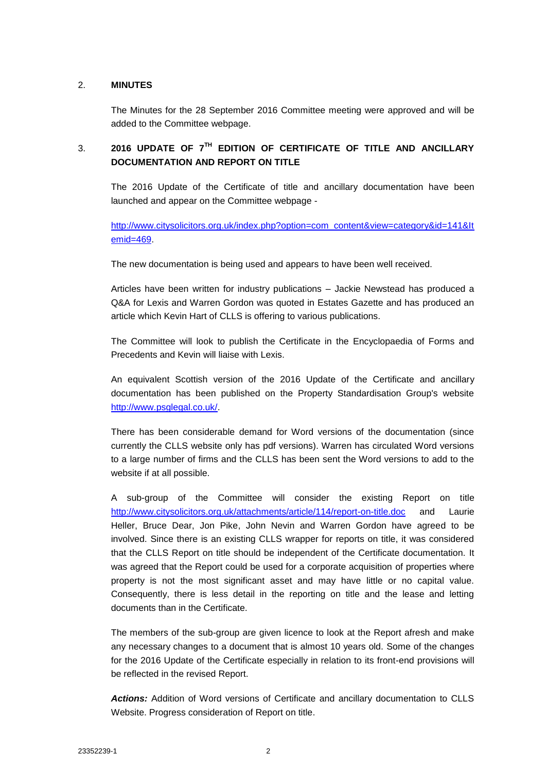## 2. MINUTES

The Minutes for the 28 September 2016 Committee meeting were approved and will be added to the Committee webpage.

## 3. 2016 UPDATE OF 7TH EDITION OF CERTIFICATE OF TITLE AND ANCILLARY DOCUMENTATION AND REPORT ON TITLE

The 2016 Update of the Certificate of title and ancillary documentation have been launched and appear on the Committee webpage -

http://www.citysolicitors.org.uk/index.php?option=com_content&view=category&id=141&Itemid=469.

The new documentation is being used and appears to have been well received.

Articles have been written for industry publications – Jackie Newstead has produced a Q&A for Lexis and Warren Gordon was quoted in Estates Gazette and has produced an article which Kevin Hart of CLLS is offering to various publications.

The Committee will look to publish the Certificate in the Encyclopaedia of Forms and Precedents and Kevin will liaise with Lexis.

An equivalent Scottish version of the 2016 Update of the Certificate and ancillary documentation has been published on the Property Standardisation Group's website http://www.psglegal.co.uk/.

There has been considerable demand for Word versions of the documentation (since currently the CLLS website only has pdf versions). Warren has circulated Word versions to a large number of firms and the CLLS has been sent the Word versions to add to the website if at all possible.

A sub-group of the Committee will consider the existing Report on title http://www.citysolicitors.org.uk/attachments/article/114/report-on-title.doc and Laurie Heller, Bruce Dear, Jon Pike, John Nevin and Warren Gordon have agreed to be involved. Since there is an existing CLLS wrapper for reports on title, it was considered that the CLLS Report on title should be independent of the Certificate documentation. It was agreed that the Report could be used for a corporate acquisition of properties where property is not the most significant asset and may have little or no capital value. Consequently, there is less detail in the reporting on title and the lease and letting documents than in the Certificate.

The members of the sub-group are given licence to look at the Report afresh and make any necessary changes to a document that is almost 10 years old. Some of the changes for the 2016 Update of the Certificate especially in relation to its front-end provisions will be reflected in the revised Report.

***Actions:*** Addition of Word versions of Certificate and ancillary documentation to CLLS Website. Progress consideration of Report on title.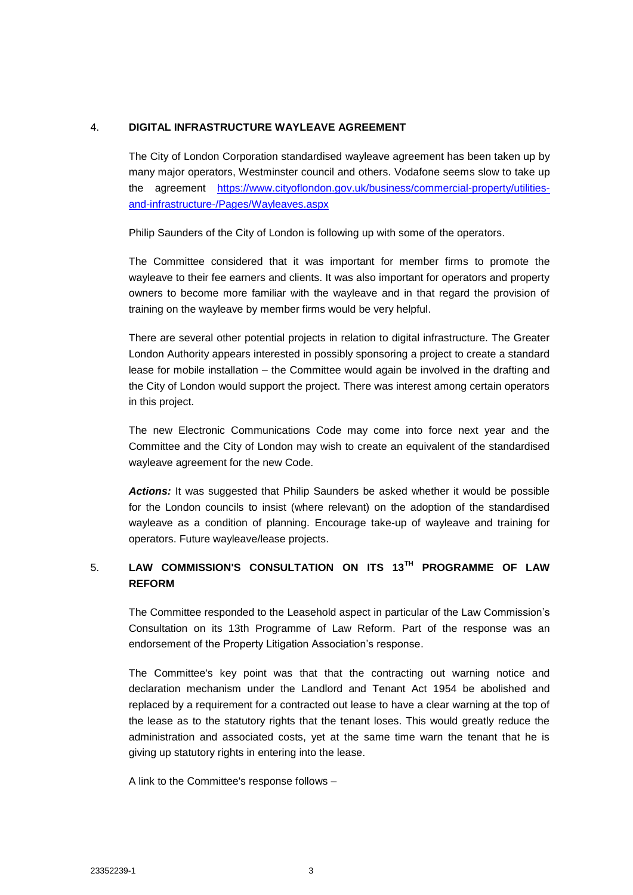## 4. DIGITAL INFRASTRUCTURE WAYLEAVE AGREEMENT

The City of London Corporation standardised wayleave agreement has been taken up by many major operators, Westminster council and others. Vodafone seems slow to take up the agreement [https://www.cityoflondon.gov.uk/business/commercial-property/utilities-and-infrastructure-/Pages/Wayleaves.aspx](https://www.cityoflondon.gov.uk/business/commercial-property/utilities-and-infrastructure-/Pages/Wayleaves.aspx)

Philip Saunders of the City of London is following up with some of the operators.

The Committee considered that it was important for member firms to promote the wayleave to their fee earners and clients. It was also important for operators and property owners to become more familiar with the wayleave and in that regard the provision of training on the wayleave by member firms would be very helpful.

There are several other potential projects in relation to digital infrastructure. The Greater London Authority appears interested in possibly sponsoring a project to create a standard lease for mobile installation – the Committee would again be involved in the drafting and the City of London would support the project. There was interest among certain operators in this project.

The new Electronic Communications Code may come into force next year and the Committee and the City of London may wish to create an equivalent of the standardised wayleave agreement for the new Code.

***Actions:*** It was suggested that Philip Saunders be asked whether it would be possible for the London councils to insist (where relevant) on the adoption of the standardised wayleave as a condition of planning. Encourage take-up of wayleave and training for operators. Future wayleave/lease projects.

## 5. LAW COMMISSION'S CONSULTATION ON ITS 13TH PROGRAMME OF LAW REFORM

The Committee responded to the Leasehold aspect in particular of the Law Commission's Consultation on its 13th Programme of Law Reform. Part of the response was an endorsement of the Property Litigation Association's response.

The Committee's key point was that that the contracting out warning notice and declaration mechanism under the Landlord and Tenant Act 1954 be abolished and replaced by a requirement for a contracted out lease to have a clear warning at the top of the lease as to the statutory rights that the tenant loses. This would greatly reduce the administration and associated costs, yet at the same time warn the tenant that he is giving up statutory rights in entering into the lease.

A link to the Committee's response follows –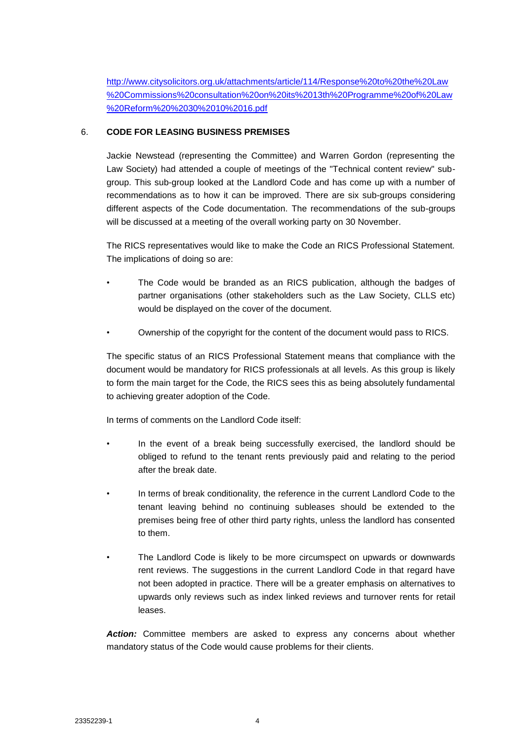http://www.citysolicitors.org.uk/attachments/article/114/Response%20to%20the%20Law%20Commissions%20consultation%20on%20its%2013th%20Programme%20of%20Law%20Reform%20%2030%2010%2016.pdf

6. **CODE FOR LEASING BUSINESS PREMISES**

Jackie Newstead (representing the Committee) and Warren Gordon (representing the Law Society) had attended a couple of meetings of the "Technical content review" sub-group. This sub-group looked at the Landlord Code and has come up with a number of recommendations as to how it can be improved. There are six sub-groups considering different aspects of the Code documentation. The recommendations of the sub-groups will be discussed at a meeting of the overall working party on 30 November.

The RICS representatives would like to make the Code an RICS Professional Statement. The implications of doing so are:

- The Code would be branded as an RICS publication, although the badges of partner organisations (other stakeholders such as the Law Society, CLLS etc) would be displayed on the cover of the document.
- Ownership of the copyright for the content of the document would pass to RICS.

The specific status of an RICS Professional Statement means that compliance with the document would be mandatory for RICS professionals at all levels. As this group is likely to form the main target for the Code, the RICS sees this as being absolutely fundamental to achieving greater adoption of the Code.

In terms of comments on the Landlord Code itself:

- In the event of a break being successfully exercised, the landlord should be obliged to refund to the tenant rents previously paid and relating to the period after the break date.
- In terms of break conditionality, the reference in the current Landlord Code to the tenant leaving behind no continuing subleases should be extended to the premises being free of other third party rights, unless the landlord has consented to them.
- The Landlord Code is likely to be more circumspect on upwards or downwards rent reviews. The suggestions in the current Landlord Code in that regard have not been adopted in practice. There will be a greater emphasis on alternatives to upwards only reviews such as index linked reviews and turnover rents for retail leases.

***Action:*** Committee members are asked to express any concerns about whether mandatory status of the Code would cause problems for their clients.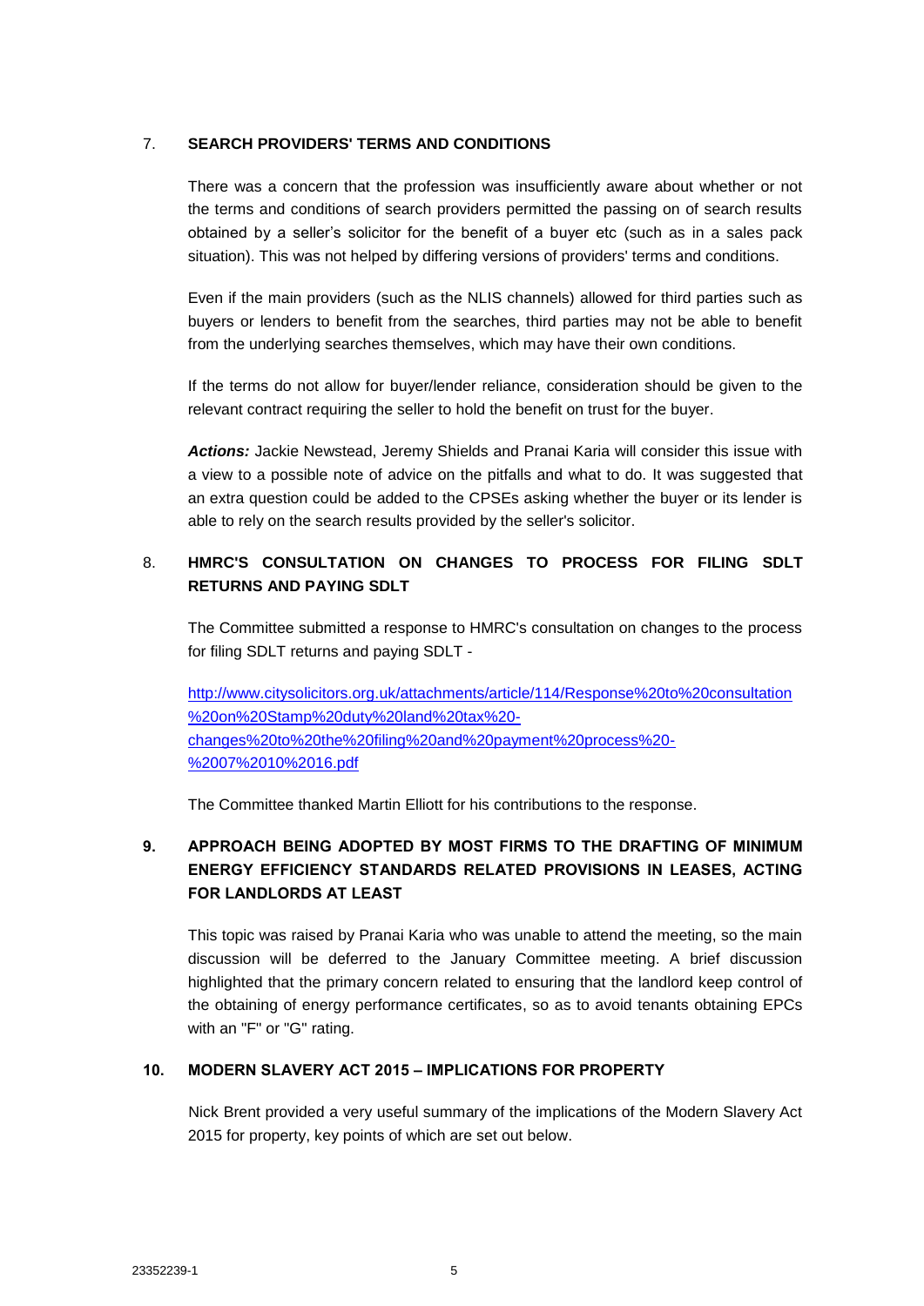## 7. SEARCH PROVIDERS' TERMS AND CONDITIONS

There was a concern that the profession was insufficiently aware about whether or not the terms and conditions of search providers permitted the passing on of search results obtained by a seller's solicitor for the benefit of a buyer etc (such as in a sales pack situation). This was not helped by differing versions of providers' terms and conditions.

Even if the main providers (such as the NLIS channels) allowed for third parties such as buyers or lenders to benefit from the searches, third parties may not be able to benefit from the underlying searches themselves, which may have their own conditions.

If the terms do not allow for buyer/lender reliance, consideration should be given to the relevant contract requiring the seller to hold the benefit on trust for the buyer.

***Actions:*** Jackie Newstead, Jeremy Shields and Pranai Karia will consider this issue with a view to a possible note of advice on the pitfalls and what to do. It was suggested that an extra question could be added to the CPSEs asking whether the buyer or its lender is able to rely on the search results provided by the seller's solicitor.

## 8. HMRC'S CONSULTATION ON CHANGES TO PROCESS FOR FILING SDLT RETURNS AND PAYING SDLT

The Committee submitted a response to HMRC's consultation on changes to the process for filing SDLT returns and paying SDLT -

http://www.citysolicitors.org.uk/attachments/article/114/Response%20to%20consultation%20on%20Stamp%20duty%20land%20tax%20-changes%20to%20the%20filing%20and%20payment%20process%20-%2007%2010%2016.pdf

The Committee thanked Martin Elliott for his contributions to the response.

## 9. APPROACH BEING ADOPTED BY MOST FIRMS TO THE DRAFTING OF MINIMUM ENERGY EFFICIENCY STANDARDS RELATED PROVISIONS IN LEASES, ACTING FOR LANDLORDS AT LEAST

This topic was raised by Pranai Karia who was unable to attend the meeting, so the main discussion will be deferred to the January Committee meeting. A brief discussion highlighted that the primary concern related to ensuring that the landlord keep control of the obtaining of energy performance certificates, so as to avoid tenants obtaining EPCs with an "F" or "G" rating.

## 10. MODERN SLAVERY ACT 2015 – IMPLICATIONS FOR PROPERTY

Nick Brent provided a very useful summary of the implications of the Modern Slavery Act 2015 for property, key points of which are set out below.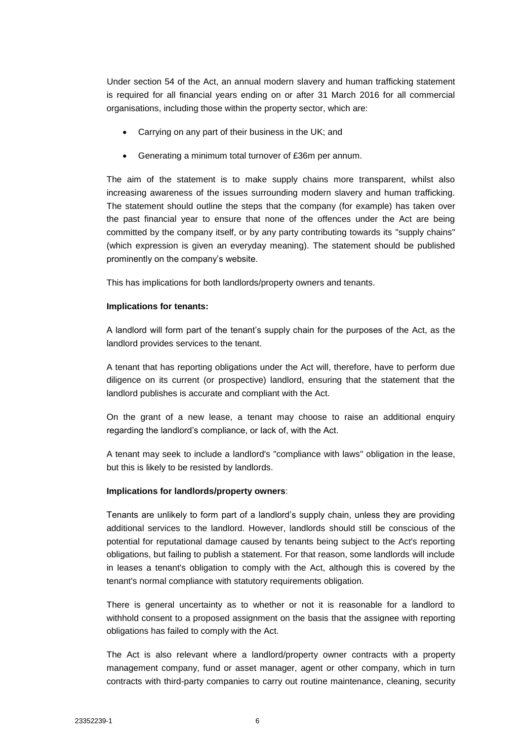Under section 54 of the Act, an annual modern slavery and human trafficking statement is required for all financial years ending on or after 31 March 2016 for all commercial organisations, including those within the property sector, which are:

- Carrying on any part of their business in the UK; and
- Generating a minimum total turnover of £36m per annum.

The aim of the statement is to make supply chains more transparent, whilst also increasing awareness of the issues surrounding modern slavery and human trafficking. The statement should outline the steps that the company (for example) has taken over the past financial year to ensure that none of the offences under the Act are being committed by the company itself, or by any party contributing towards its "supply chains" (which expression is given an everyday meaning). The statement should be published prominently on the company's website.

This has implications for both landlords/property owners and tenants.

**Implications for tenants:**

A landlord will form part of the tenant's supply chain for the purposes of the Act, as the landlord provides services to the tenant.

A tenant that has reporting obligations under the Act will, therefore, have to perform due diligence on its current (or prospective) landlord, ensuring that the statement that the landlord publishes is accurate and compliant with the Act.

On the grant of a new lease, a tenant may choose to raise an additional enquiry regarding the landlord's compliance, or lack of, with the Act.

A tenant may seek to include a landlord's "compliance with laws" obligation in the lease, but this is likely to be resisted by landlords.

**Implications for landlords/property owners**:

Tenants are unlikely to form part of a landlord's supply chain, unless they are providing additional services to the landlord. However, landlords should still be conscious of the potential for reputational damage caused by tenants being subject to the Act's reporting obligations, but failing to publish a statement. For that reason, some landlords will include in leases a tenant's obligation to comply with the Act, although this is covered by the tenant's normal compliance with statutory requirements obligation.

There is general uncertainty as to whether or not it is reasonable for a landlord to withhold consent to a proposed assignment on the basis that the assignee with reporting obligations has failed to comply with the Act.

The Act is also relevant where a landlord/property owner contracts with a property management company, fund or asset manager, agent or other company, which in turn contracts with third-party companies to carry out routine maintenance, cleaning, security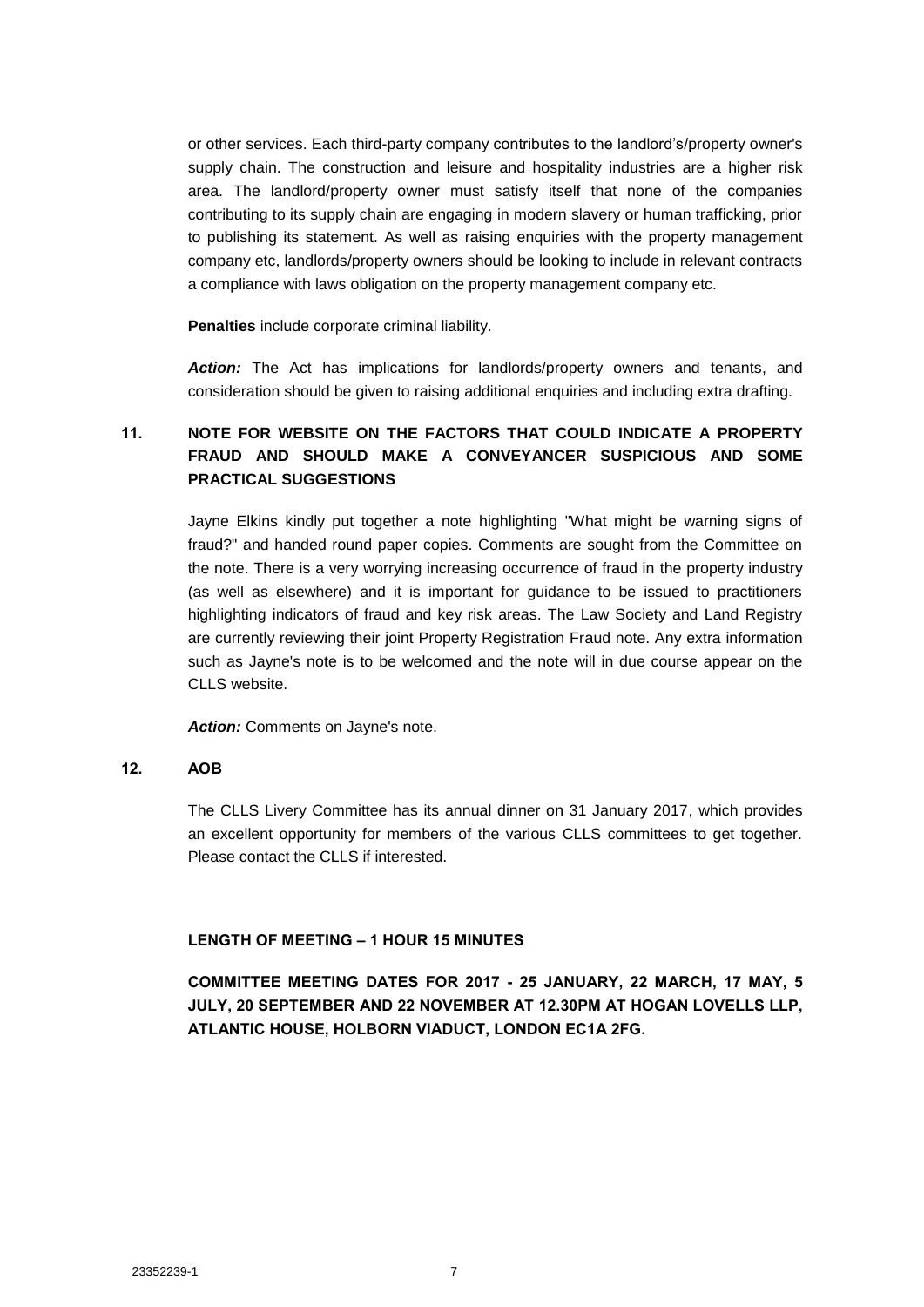or other services. Each third-party company contributes to the landlord's/property owner's supply chain. The construction and leisure and hospitality industries are a higher risk area. The landlord/property owner must satisfy itself that none of the companies contributing to its supply chain are engaging in modern slavery or human trafficking, prior to publishing its statement. As well as raising enquiries with the property management company etc, landlords/property owners should be looking to include in relevant contracts a compliance with laws obligation on the property management company etc.

**Penalties** include corporate criminal liability.

***Action:*** The Act has implications for landlords/property owners and tenants, and consideration should be given to raising additional enquiries and including extra drafting.

## 11. NOTE FOR WEBSITE ON THE FACTORS THAT COULD INDICATE A PROPERTY FRAUD AND SHOULD MAKE A CONVEYANCER SUSPICIOUS AND SOME PRACTICAL SUGGESTIONS

Jayne Elkins kindly put together a note highlighting "What might be warning signs of fraud?" and handed round paper copies. Comments are sought from the Committee on the note. There is a very worrying increasing occurrence of fraud in the property industry (as well as elsewhere) and it is important for guidance to be issued to practitioners highlighting indicators of fraud and key risk areas. The Law Society and Land Registry are currently reviewing their joint Property Registration Fraud note. Any extra information such as Jayne's note is to be welcomed and the note will in due course appear on the CLLS website.

***Action:*** Comments on Jayne's note.

## 12. AOB

The CLLS Livery Committee has its annual dinner on 31 January 2017, which provides an excellent opportunity for members of the various CLLS committees to get together. Please contact the CLLS if interested.

**LENGTH OF MEETING – 1 HOUR 15 MINUTES**

**COMMITTEE MEETING DATES FOR 2017 - 25 JANUARY, 22 MARCH, 17 MAY, 5 JULY, 20 SEPTEMBER AND 22 NOVEMBER AT 12.30PM AT HOGAN LOVELLS LLP, ATLANTIC HOUSE, HOLBORN VIADUCT, LONDON EC1A 2FG.**